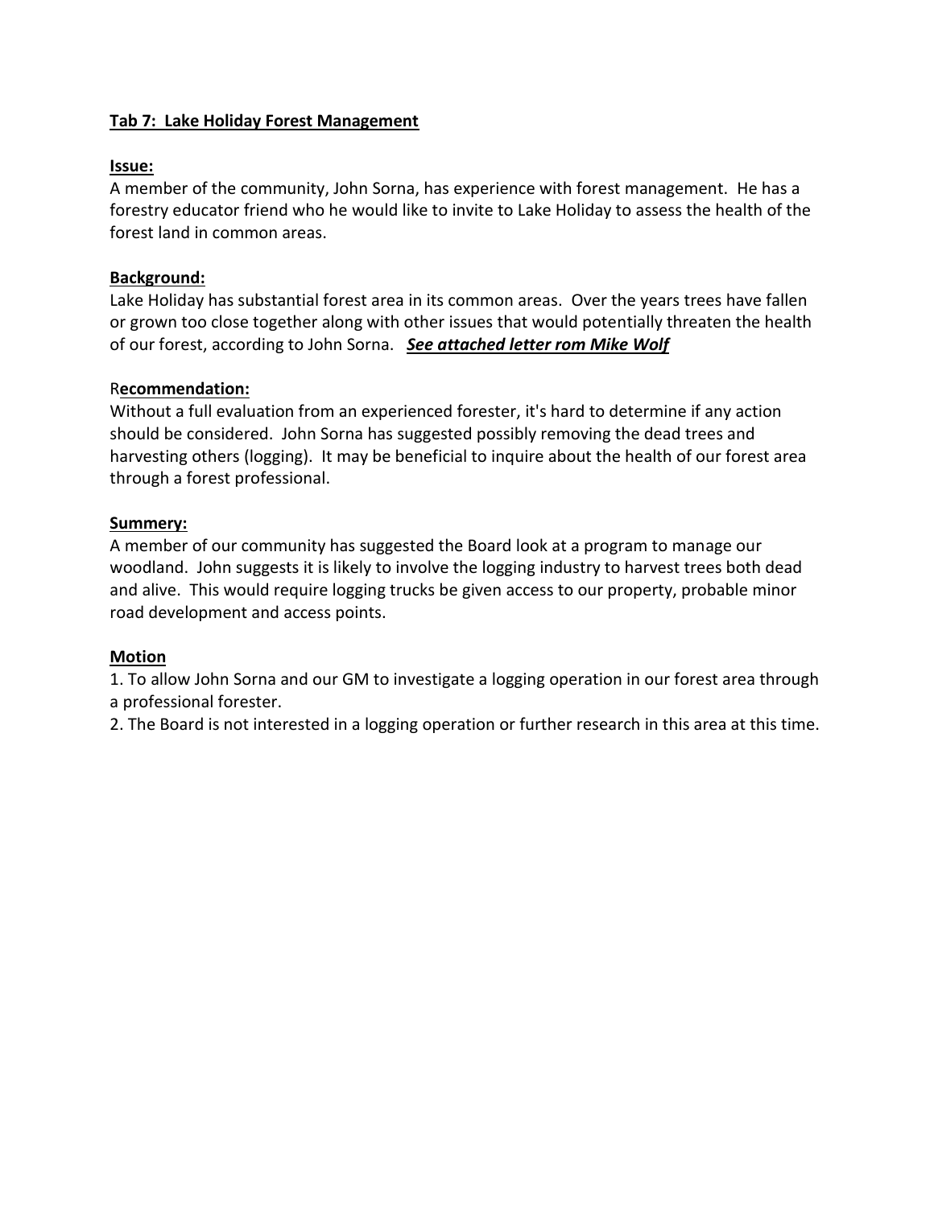**Tab 7: Lake Holiday Forest Management**

**Issue:**

A member of the community, John Sorna, has experience with forest management. He has a forestry educator friend who he would like to invite to Lake Holiday to assess the health of the forest land in common areas.

**Background:**

Lake Holiday has substantial forest area in its common areas. Over the years trees have fallen or grown too close together along with other issues that would potentially threaten the health of our forest, according to John Sorna. ***See attached letter rom Mike Wolf***

R**ecommendation:**

Without a full evaluation from an experienced forester, it's hard to determine if any action should be considered. John Sorna has suggested possibly removing the dead trees and harvesting others (logging). It may be beneficial to inquire about the health of our forest area through a forest professional.

**Summery:**

A member of our community has suggested the Board look at a program to manage our woodland. John suggests it is likely to involve the logging industry to harvest trees both dead and alive. This would require logging trucks be given access to our property, probable minor road development and access points.

**Motion**

1. To allow John Sorna and our GM to investigate a logging operation in our forest area through a professional forester.
2. The Board is not interested in a logging operation or further research in this area at this time.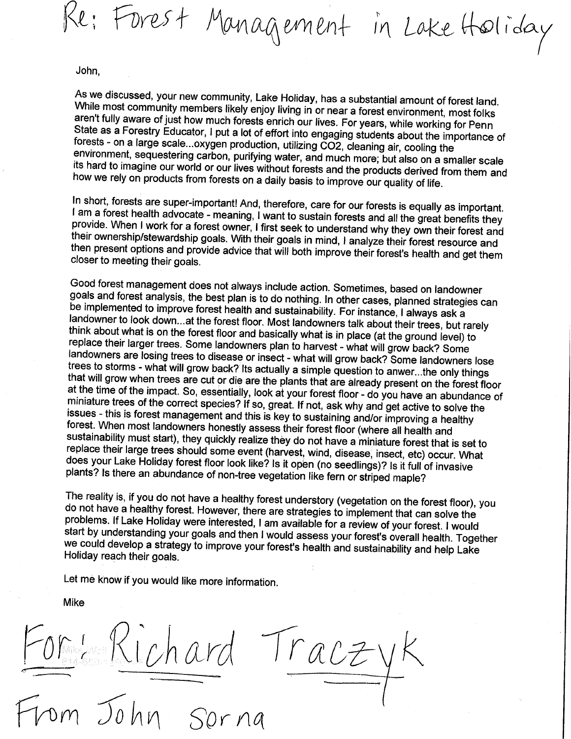# Re: Forest Management in Lake Holiday

John,

As we discussed, your new community, Lake Holiday, has a substantial amount of forest land. While most community members likely enjoy living in or near a forest environment, most folks aren't fully aware of just how much forests enrich our lives. For years, while working for Penn State as a Forestry Educator, I put a lot of effort into engaging students about the importance of forests - on a large scale...oxygen production, utilizing CO2, cleaning air, cooling the environment, sequestering carbon, purifying water, and much more; but also on a smaller scale its hard to imagine our world or our lives without forests and the products derived from them and how we rely on products from forests on a daily basis to improve our quality of life.

In short, forests are super-important! And, therefore, care for our forests is equally as important. I am a forest health advocate - meaning, I want to sustain forests and all the great benefits they provide. When I work for a forest owner, I first seek to understand why they own their forest and their ownership/stewardship goals. With their goals in mind, I analyze their forest resource and then present options and provide advice that will both improve their forest's health and get them closer to meeting their goals.

Good forest management does not always include action. Sometimes, based on landowner goals and forest analysis, the best plan is to do nothing. In other cases, planned strategies can be implemented to improve forest health and sustainability. For instance, I always ask a landowner to look down...at the forest floor. Most landowners talk about their trees, but rarely think about what is on the forest floor and basically what is in place (at the ground level) to replace their larger trees. Some landowners plan to harvest - what will grow back? Some landowners are losing trees to disease or insect - what will grow back? Some landowners lose trees to storms - what will grow back? Its actually a simple question to anwer...the only things that will grow when trees are cut or die are the plants that are already present on the forest floor at the time of the impact. So, essentially, look at your forest floor - do you have an abundance of miniature trees of the correct species? If so, great. If not, ask why and get active to solve the issues - this is forest management and this is key to sustaining and/or improving a healthy forest. When most landowners honestly assess their forest floor (where all health and sustainability must start), they quickly realize they do not have a miniature forest that is set to replace their large trees should some event (harvest, wind, disease, insect, etc) occur. What does your Lake Holiday forest floor look like? Is it open (no seedlings)? Is it full of invasive plants? Is there an abundance of non-tree vegetation like fern or striped maple?

The reality is, if you do not have a healthy forest understory (vegetation on the forest floor), you do not have a healthy forest. However, there are strategies to implement that can solve the problems. If Lake Holiday were interested, I am available for a review of your forest. I would start by understanding your goals and then I would assess your forest's overall health. Together we could develop a strategy to improve your forest's health and sustainability and help Lake Holiday reach their goals.

Let me know if you would like more information.

Mike

For: Richard Traczyk

From John Sorna